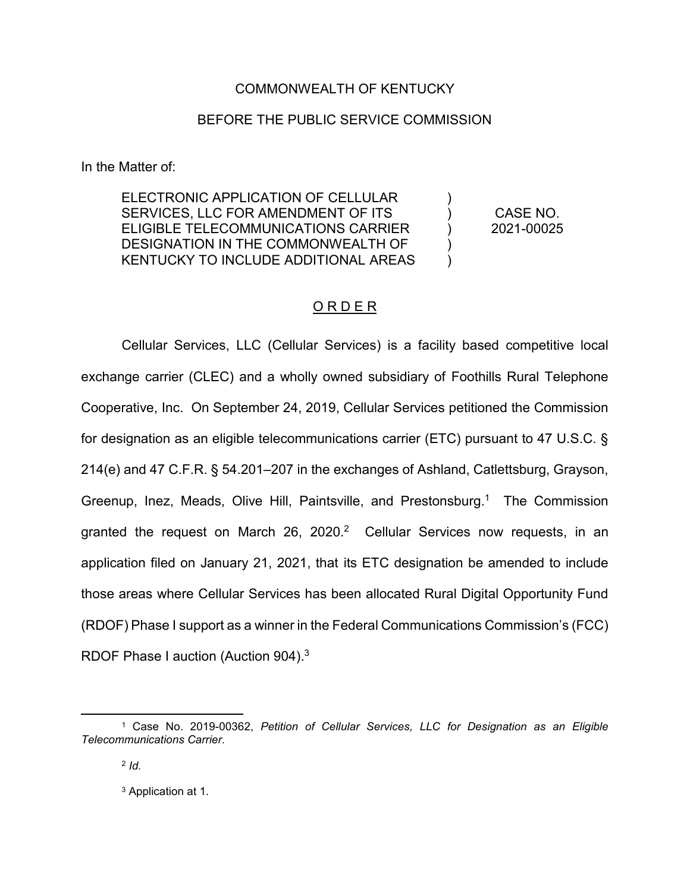COMMONWEALTH OF KENTUCKY

BEFORE THE PUBLIC SERVICE COMMISSION

In the Matter of:

| | | |
|---|---|---|
| ELECTRONIC APPLICATION OF CELLULAR SERVICES, LLC FOR AMENDMENT OF ITS ELIGIBLE TELECOMMUNICATIONS CARRIER DESIGNATION IN THE COMMONWEALTH OF KENTUCKY TO INCLUDE ADDITIONAL AREAS | ) ) ) ) ) | CASE NO. 2021-00025 |

## O R D E R

Cellular Services, LLC (Cellular Services) is a facility based competitive local exchange carrier (CLEC) and a wholly owned subsidiary of Foothills Rural Telephone Cooperative, Inc. On September 24, 2019, Cellular Services petitioned the Commission for designation as an eligible telecommunications carrier (ETC) pursuant to 47 U.S.C. § 214(e) and 47 C.F.R. § 54.201–207 in the exchanges of Ashland, Catlettsburg, Grayson, Greenup, Inez, Meads, Olive Hill, Paintsville, and Prestonsburg.[1] The Commission granted the request on March 26, 2020.[2] Cellular Services now requests, in an application filed on January 21, 2021, that its ETC designation be amended to include those areas where Cellular Services has been allocated Rural Digital Opportunity Fund (RDOF) Phase I support as a winner in the Federal Communications Commission's (FCC) RDOF Phase I auction (Auction 904).[3]

---

[1] Case No. 2019-00362, *Petition of Cellular Services, LLC for Designation as an Eligible Telecommunications Carrier.*

[2] *Id.*

[3] Application at 1.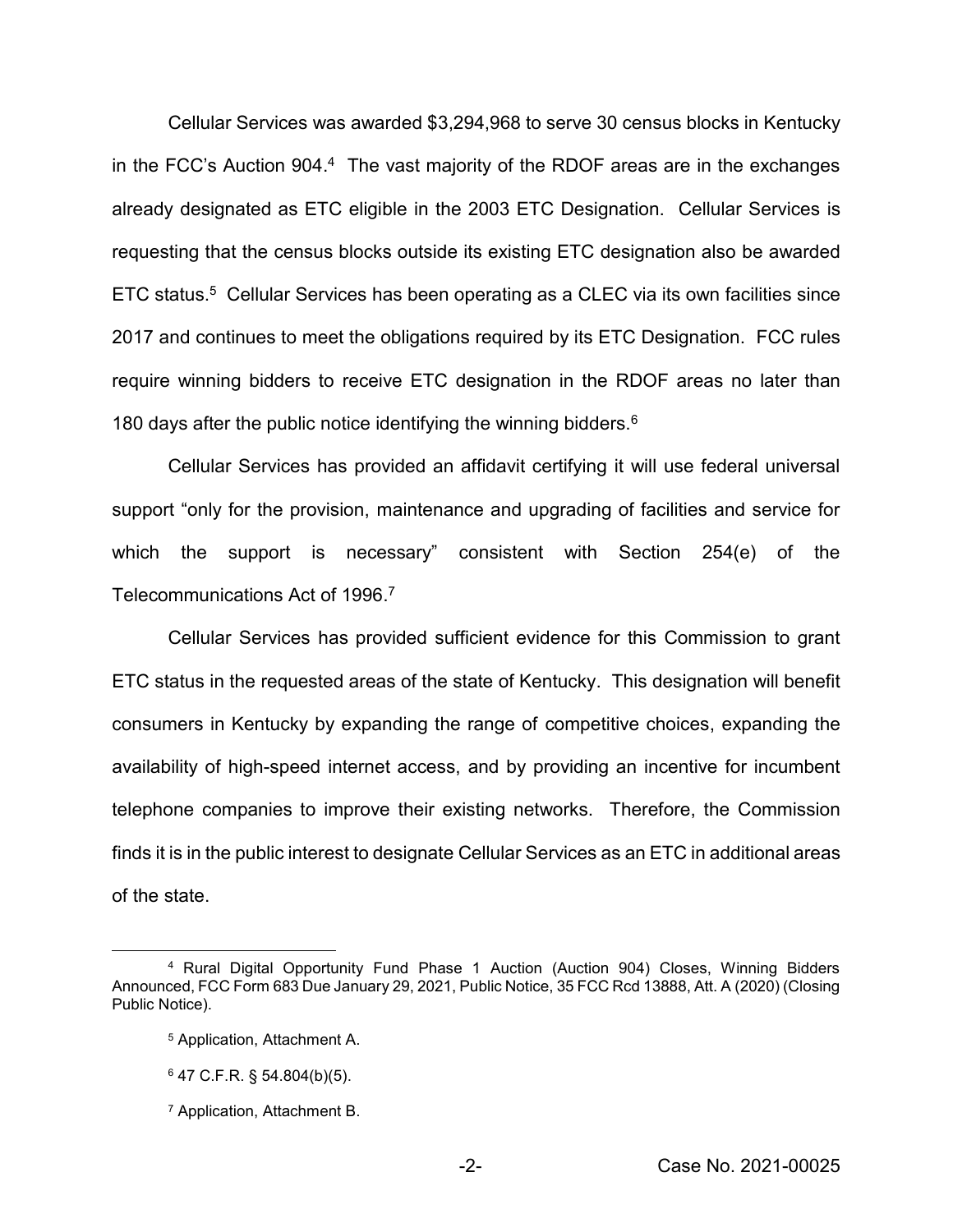Cellular Services was awarded $3,294,968 to serve 30 census blocks in Kentucky in the FCC's Auction 904.[4] The vast majority of the RDOF areas are in the exchanges already designated as ETC eligible in the 2003 ETC Designation. Cellular Services is requesting that the census blocks outside its existing ETC designation also be awarded ETC status.[5] Cellular Services has been operating as a CLEC via its own facilities since 2017 and continues to meet the obligations required by its ETC Designation. FCC rules require winning bidders to receive ETC designation in the RDOF areas no later than 180 days after the public notice identifying the winning bidders.[6]

Cellular Services has provided an affidavit certifying it will use federal universal support "only for the provision, maintenance and upgrading of facilities and service for which the support is necessary" consistent with Section 254(e) of the Telecommunications Act of 1996.[7]

Cellular Services has provided sufficient evidence for this Commission to grant ETC status in the requested areas of the state of Kentucky. This designation will benefit consumers in Kentucky by expanding the range of competitive choices, expanding the availability of high-speed internet access, and by providing an incentive for incumbent telephone companies to improve their existing networks. Therefore, the Commission finds it is in the public interest to designate Cellular Services as an ETC in additional areas of the state.

---

[4] Rural Digital Opportunity Fund Phase 1 Auction (Auction 904) Closes, Winning Bidders Announced, FCC Form 683 Due January 29, 2021, Public Notice, 35 FCC Rcd 13888, Att. A (2020) (Closing Public Notice).

[5] Application, Attachment A.

[6] 47 C.F.R. § 54.804(b)(5).

[7] Application, Attachment B.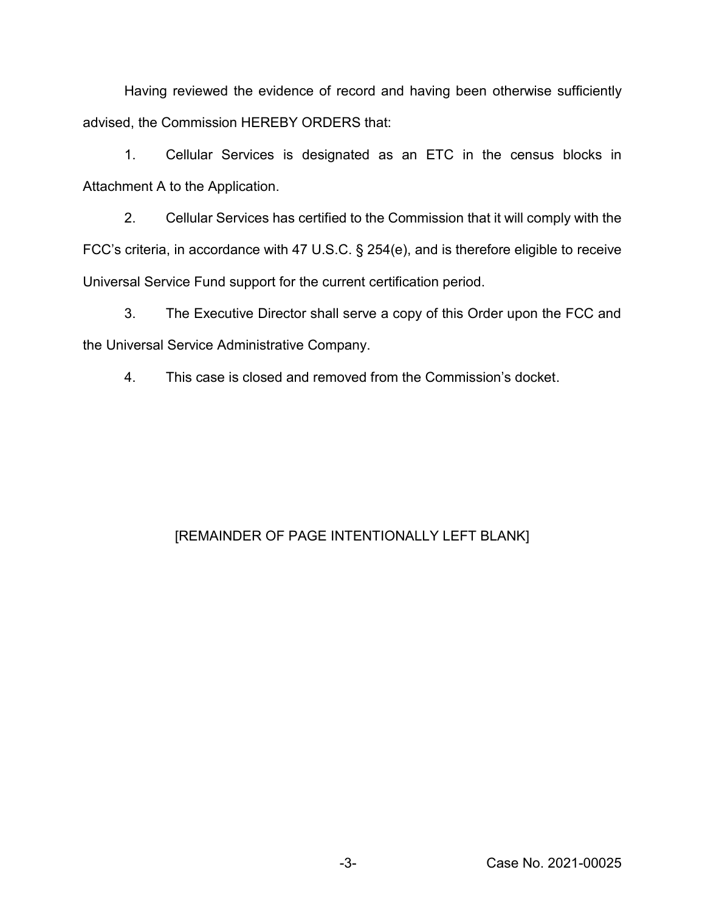Having reviewed the evidence of record and having been otherwise sufficiently advised, the Commission HEREBY ORDERS that:

1. Cellular Services is designated as an ETC in the census blocks in Attachment A to the Application.

2. Cellular Services has certified to the Commission that it will comply with the FCC's criteria, in accordance with 47 U.S.C. § 254(e), and is therefore eligible to receive Universal Service Fund support for the current certification period.

3. The Executive Director shall serve a copy of this Order upon the FCC and the Universal Service Administrative Company.

4. This case is closed and removed from the Commission's docket.

[REMAINDER OF PAGE INTENTIONALLY LEFT BLANK]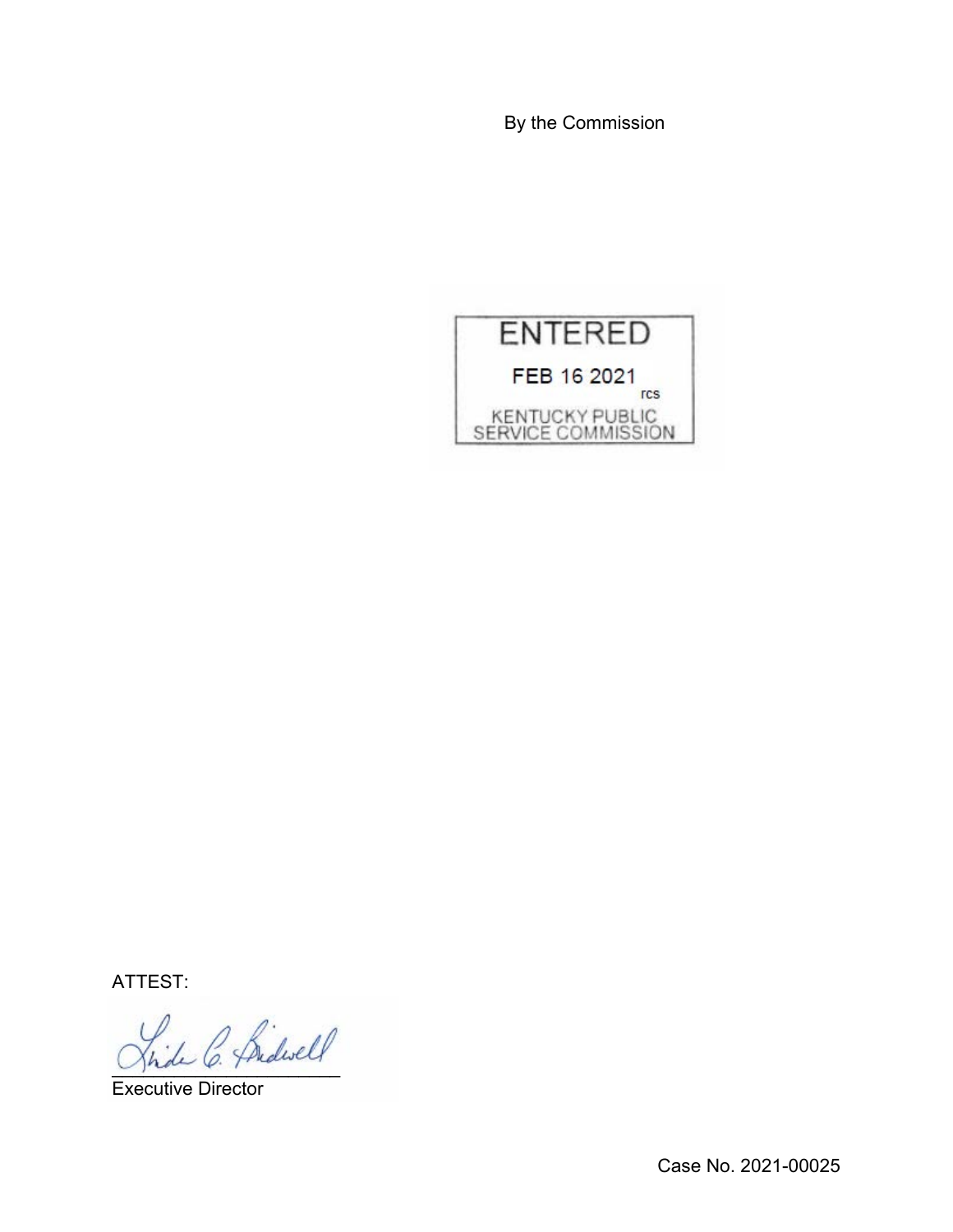By the Commission

ENTERED

FEB 16 2021

rcs

KENTUCKY PUBLIC SERVICE COMMISSION

ATTEST:

Executive Director

Case No. 2021-00025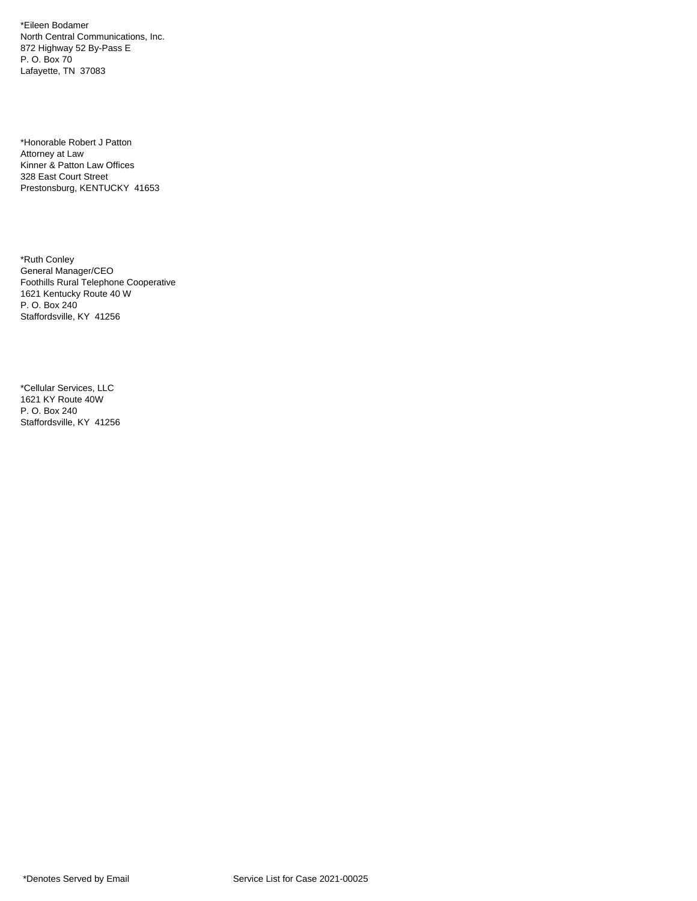*Eileen Bodamer
North Central Communications, Inc.
872 Highway 52 By-Pass E
P. O. Box 70
Lafayette, TN  37083

*Honorable Robert J Patton
Attorney at Law
Kinner & Patton Law Offices
328 East Court Street
Prestonsburg, KENTUCKY  41653

*Ruth Conley
General Manager/CEO
Foothills Rural Telephone Cooperative
1621 Kentucky Route 40 W
P. O. Box 240
Staffordsville, KY  41256

*Cellular Services, LLC
1621 KY Route 40W
P. O. Box 240
Staffordsville, KY  41256

*Denotes Served by Email

Service List for Case 2021-00025